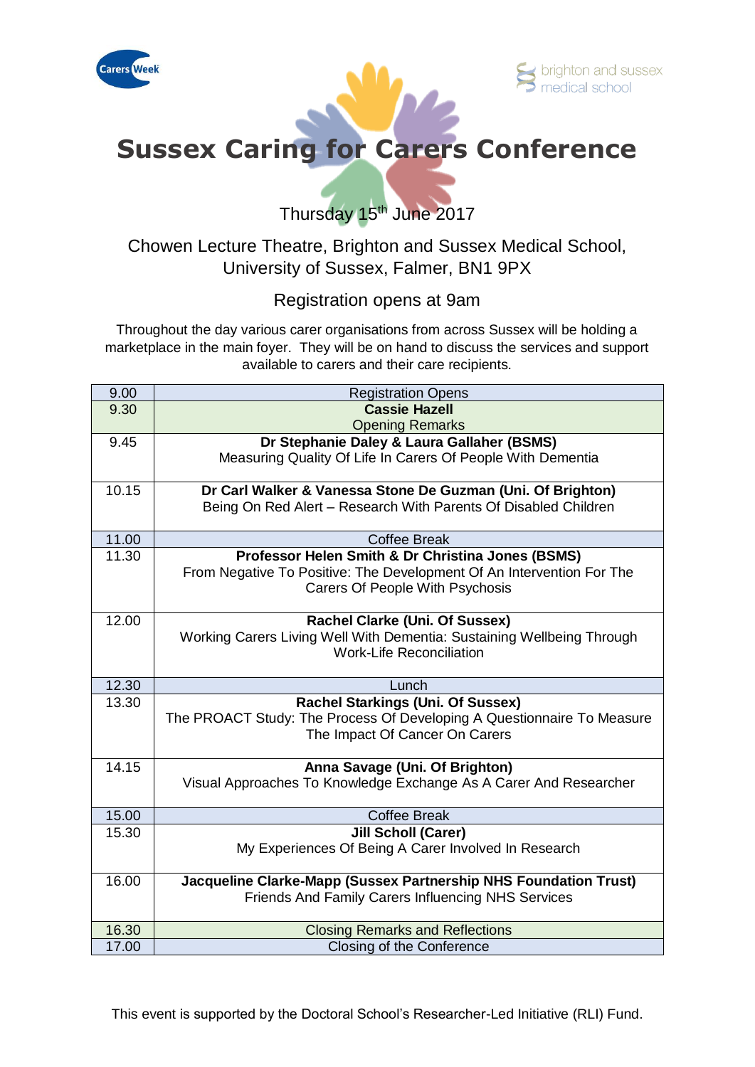Carers Week

brighton and sussex medical school

# Sussex Caring for Carers Conference

Thursday 15th June 2017

Chowen Lecture Theatre, Brighton and Sussex Medical School, University of Sussex, Falmer, BN1 9PX

Registration opens at 9am

Throughout the day various carer organisations from across Sussex will be holding a marketplace in the main foyer. They will be on hand to discuss the services and support available to carers and their care recipients.

| | |
|---|---|
| 9.00 | Registration Opens |
| 9.30 | **Cassie Hazell**<br>Opening Remarks |
| 9.45 | **Dr Stephanie Daley & Laura Gallaher (BSMS)**<br>Measuring Quality Of Life In Carers Of People With Dementia |
| 10.15 | **Dr Carl Walker & Vanessa Stone De Guzman (Uni. Of Brighton)**<br>Being On Red Alert – Research With Parents Of Disabled Children |
| 11.00 | Coffee Break |
| 11.30 | **Professor Helen Smith & Dr Christina Jones (BSMS)**<br>From Negative To Positive: The Development Of An Intervention For The Carers Of People With Psychosis |
| 12.00 | **Rachel Clarke (Uni. Of Sussex)**<br>Working Carers Living Well With Dementia: Sustaining Wellbeing Through Work-Life Reconciliation |
| 12.30 | Lunch |
| 13.30 | **Rachel Starkings (Uni. Of Sussex)**<br>The PROACT Study: The Process Of Developing A Questionnaire To Measure The Impact Of Cancer On Carers |
| 14.15 | **Anna Savage (Uni. Of Brighton)**<br>Visual Approaches To Knowledge Exchange As A Carer And Researcher |
| 15.00 | Coffee Break |
| 15.30 | **Jill Scholl (Carer)**<br>My Experiences Of Being A Carer Involved In Research |
| 16.00 | **Jacqueline Clarke-Mapp (Sussex Partnership NHS Foundation Trust)**<br>Friends And Family Carers Influencing NHS Services |
| 16.30 | Closing Remarks and Reflections |
| 17.00 | Closing of the Conference |

This event is supported by the Doctoral School's Researcher-Led Initiative (RLI) Fund.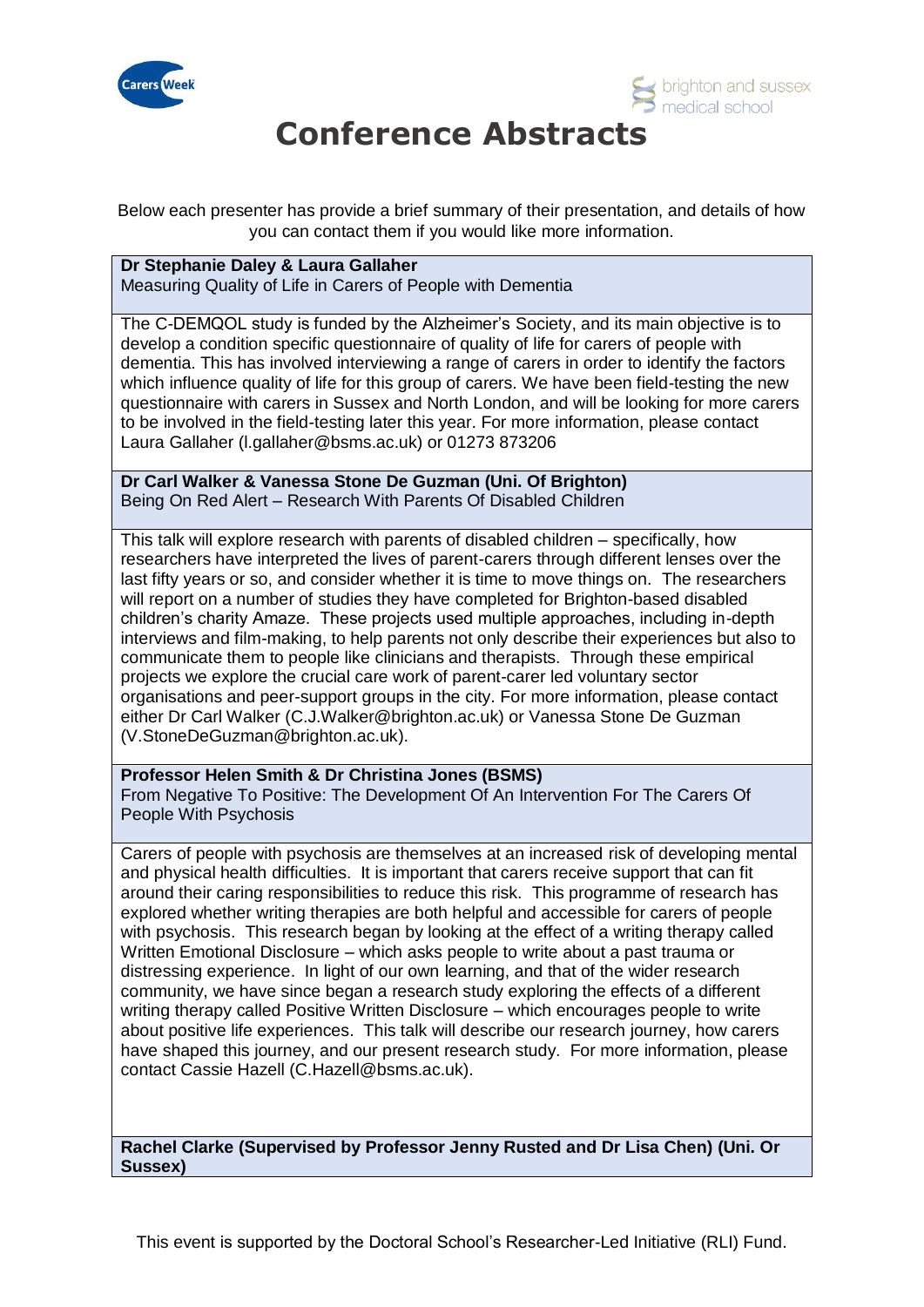# Conference Abstracts

Below each presenter has provide a brief summary of their presentation, and details of how you can contact them if you would like more information.

**Dr Stephanie Daley & Laura Gallaher**
Measuring Quality of Life in Carers of People with Dementia

The C-DEMQOL study is funded by the Alzheimer's Society, and its main objective is to develop a condition specific questionnaire of quality of life for carers of people with dementia. This has involved interviewing a range of carers in order to identify the factors which influence quality of life for this group of carers. We have been field-testing the new questionnaire with carers in Sussex and North London, and will be looking for more carers to be involved in the field-testing later this year. For more information, please contact Laura Gallaher (l.gallaher@bsms.ac.uk) or 01273 873206

**Dr Carl Walker & Vanessa Stone De Guzman (Uni. Of Brighton)**
Being On Red Alert – Research With Parents Of Disabled Children

This talk will explore research with parents of disabled children – specifically, how researchers have interpreted the lives of parent-carers through different lenses over the last fifty years or so, and consider whether it is time to move things on. The researchers will report on a number of studies they have completed for Brighton-based disabled children's charity Amaze. These projects used multiple approaches, including in-depth interviews and film-making, to help parents not only describe their experiences but also to communicate them to people like clinicians and therapists. Through these empirical projects we explore the crucial care work of parent-carer led voluntary sector organisations and peer-support groups in the city. For more information, please contact either Dr Carl Walker (C.J.Walker@brighton.ac.uk) or Vanessa Stone De Guzman (V.StoneDeGuzman@brighton.ac.uk).

**Professor Helen Smith & Dr Christina Jones (BSMS)**
From Negative To Positive: The Development Of An Intervention For The Carers Of People With Psychosis

Carers of people with psychosis are themselves at an increased risk of developing mental and physical health difficulties. It is important that carers receive support that can fit around their caring responsibilities to reduce this risk. This programme of research has explored whether writing therapies are both helpful and accessible for carers of people with psychosis. This research began by looking at the effect of a writing therapy called Written Emotional Disclosure – which asks people to write about a past trauma or distressing experience. In light of our own learning, and that of the wider research community, we have since began a research study exploring the effects of a different writing therapy called Positive Written Disclosure – which encourages people to write about positive life experiences. This talk will describe our research journey, how carers have shaped this journey, and our present research study. For more information, please contact Cassie Hazell (C.Hazell@bsms.ac.uk).

**Rachel Clarke (Supervised by Professor Jenny Rusted and Dr Lisa Chen) (Uni. Or Sussex)**

This event is supported by the Doctoral School's Researcher-Led Initiative (RLI) Fund.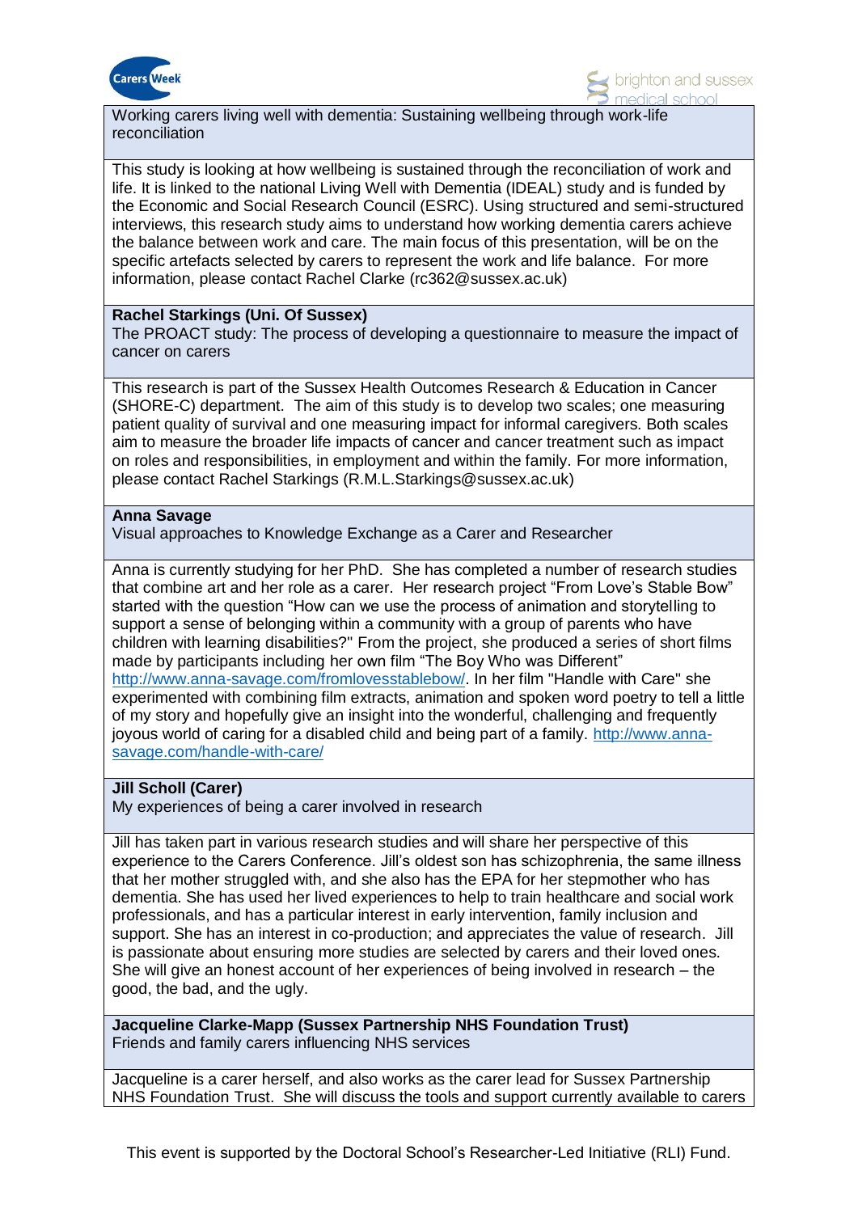Working carers living well with dementia: Sustaining wellbeing through work-life reconciliation

This study is looking at how wellbeing is sustained through the reconciliation of work and life. It is linked to the national Living Well with Dementia (IDEAL) study and is funded by the Economic and Social Research Council (ESRC). Using structured and semi-structured interviews, this research study aims to understand how working dementia carers achieve the balance between work and care. The main focus of this presentation, will be on the specific artefacts selected by carers to represent the work and life balance. For more information, please contact Rachel Clarke (rc362@sussex.ac.uk)

**Rachel Starkings (Uni. Of Sussex)**
The PROACT study: The process of developing a questionnaire to measure the impact of cancer on carers

This research is part of the Sussex Health Outcomes Research & Education in Cancer (SHORE-C) department. The aim of this study is to develop two scales; one measuring patient quality of survival and one measuring impact for informal caregivers. Both scales aim to measure the broader life impacts of cancer and cancer treatment such as impact on roles and responsibilities, in employment and within the family. For more information, please contact Rachel Starkings (R.M.L.Starkings@sussex.ac.uk)

**Anna Savage**
Visual approaches to Knowledge Exchange as a Carer and Researcher

Anna is currently studying for her PhD. She has completed a number of research studies that combine art and her role as a carer. Her research project "From Love's Stable Bow" started with the question "How can we use the process of animation and storytelling to support a sense of belonging within a community with a group of parents who have children with learning disabilities?" From the project, she produced a series of short films made by participants including her own film "The Boy Who was Different" http://www.anna-savage.com/fromlovesstablebow/. In her film "Handle with Care" she experimented with combining film extracts, animation and spoken word poetry to tell a little of my story and hopefully give an insight into the wonderful, challenging and frequently joyous world of caring for a disabled child and being part of a family. http://www.anna-savage.com/handle-with-care/

**Jill Scholl (Carer)**
My experiences of being a carer involved in research

Jill has taken part in various research studies and will share her perspective of this experience to the Carers Conference. Jill's oldest son has schizophrenia, the same illness that her mother struggled with, and she also has the EPA for her stepmother who has dementia. She has used her lived experiences to help to train healthcare and social work professionals, and has a particular interest in early intervention, family inclusion and support. She has an interest in co-production; and appreciates the value of research. Jill is passionate about ensuring more studies are selected by carers and their loved ones. She will give an honest account of her experiences of being involved in research – the good, the bad, and the ugly.

**Jacqueline Clarke-Mapp (Sussex Partnership NHS Foundation Trust)**
Friends and family carers influencing NHS services

Jacqueline is a carer herself, and also works as the carer lead for Sussex Partnership NHS Foundation Trust. She will discuss the tools and support currently available to carers

This event is supported by the Doctoral School's Researcher-Led Initiative (RLI) Fund.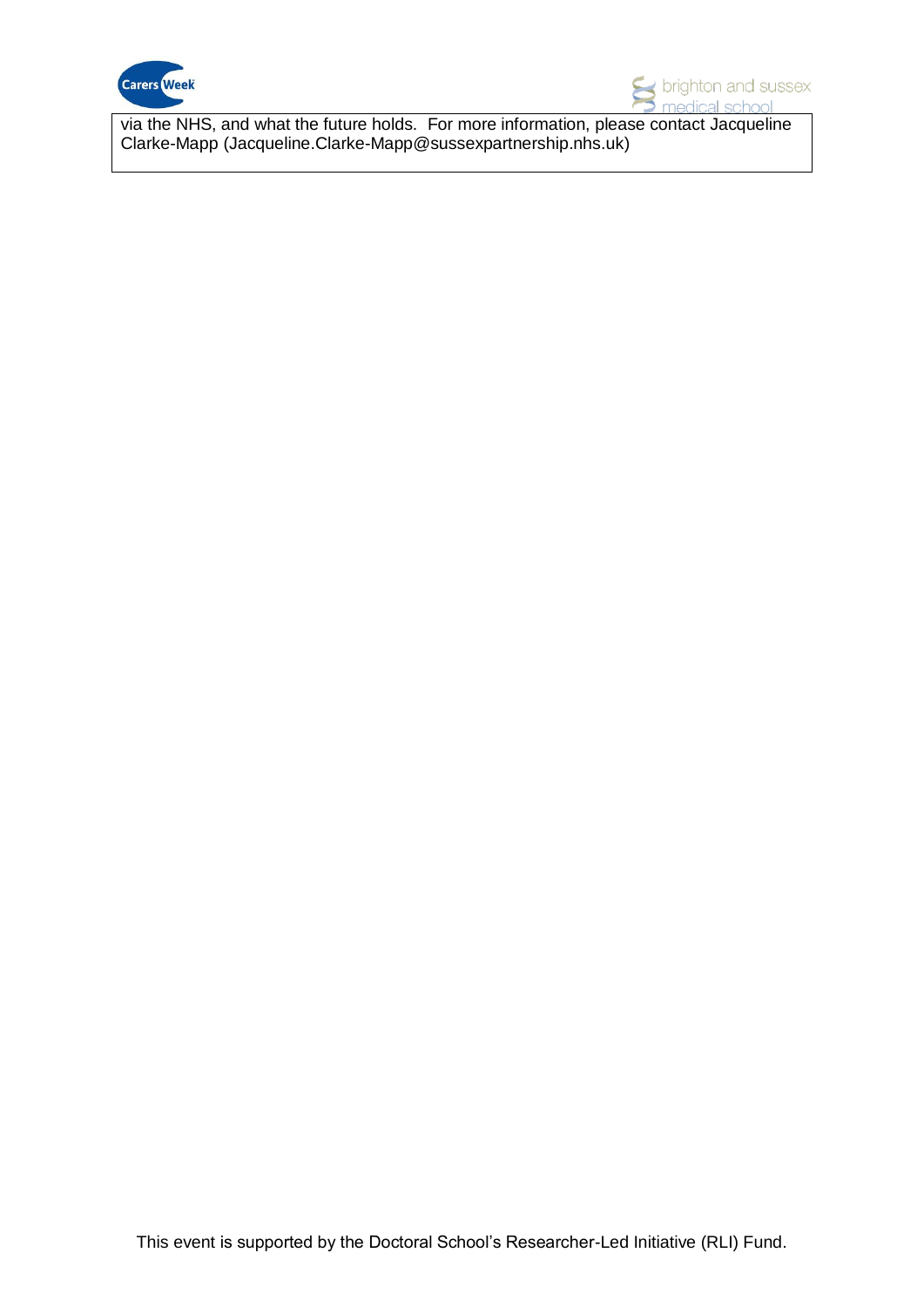via the NHS, and what the future holds. For more information, please contact Jacqueline Clarke-Mapp (Jacqueline.Clarke-Mapp@sussexpartnership.nhs.uk)

This event is supported by the Doctoral School's Researcher-Led Initiative (RLI) Fund.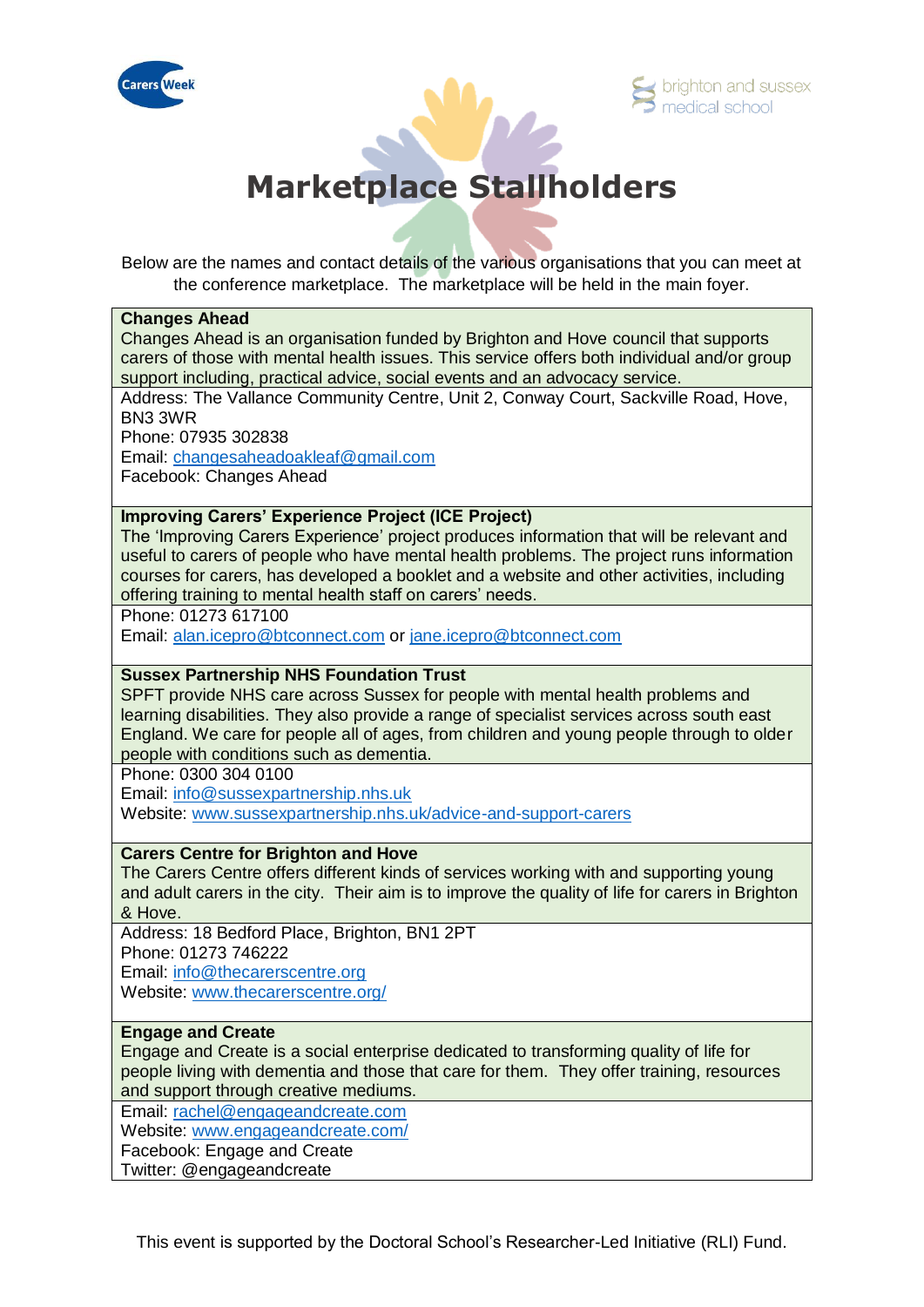# Marketplace Stallholders

Below are the names and contact details of the various organisations that you can meet at the conference marketplace. The marketplace will be held in the main foyer.

**Changes Ahead**
Changes Ahead is an organisation funded by Brighton and Hove council that supports carers of those with mental health issues. This service offers both individual and/or group support including, practical advice, social events and an advocacy service.

Address: The Vallance Community Centre, Unit 2, Conway Court, Sackville Road, Hove, BN3 3WR
Phone: 07935 302838
Email: changesaheadoakleaf@gmail.com
Facebook: Changes Ahead

**Improving Carers' Experience Project (ICE Project)**
The 'Improving Carers Experience' project produces information that will be relevant and useful to carers of people who have mental health problems. The project runs information courses for carers, has developed a booklet and a website and other activities, including offering training to mental health staff on carers' needs.

Phone: 01273 617100
Email: alan.icepro@btconnect.com or jane.icepro@btconnect.com

**Sussex Partnership NHS Foundation Trust**
SPFT provide NHS care across Sussex for people with mental health problems and learning disabilities. They also provide a range of specialist services across south east England. We care for people all of ages, from children and young people through to older people with conditions such as dementia.

Phone: 0300 304 0100
Email: info@sussexpartnership.nhs.uk
Website: www.sussexpartnership.nhs.uk/advice-and-support-carers

**Carers Centre for Brighton and Hove**
The Carers Centre offers different kinds of services working with and supporting young and adult carers in the city. Their aim is to improve the quality of life for carers in Brighton & Hove.

Address: 18 Bedford Place, Brighton, BN1 2PT
Phone: 01273 746222
Email: info@thecarerscentre.org
Website: www.thecarerscentre.org/

**Engage and Create**
Engage and Create is a social enterprise dedicated to transforming quality of life for people living with dementia and those that care for them. They offer training, resources and support through creative mediums.

Email: rachel@engageandcreate.com
Website: www.engageandcreate.com/
Facebook: Engage and Create
Twitter: @engageandcreate

This event is supported by the Doctoral School's Researcher-Led Initiative (RLI) Fund.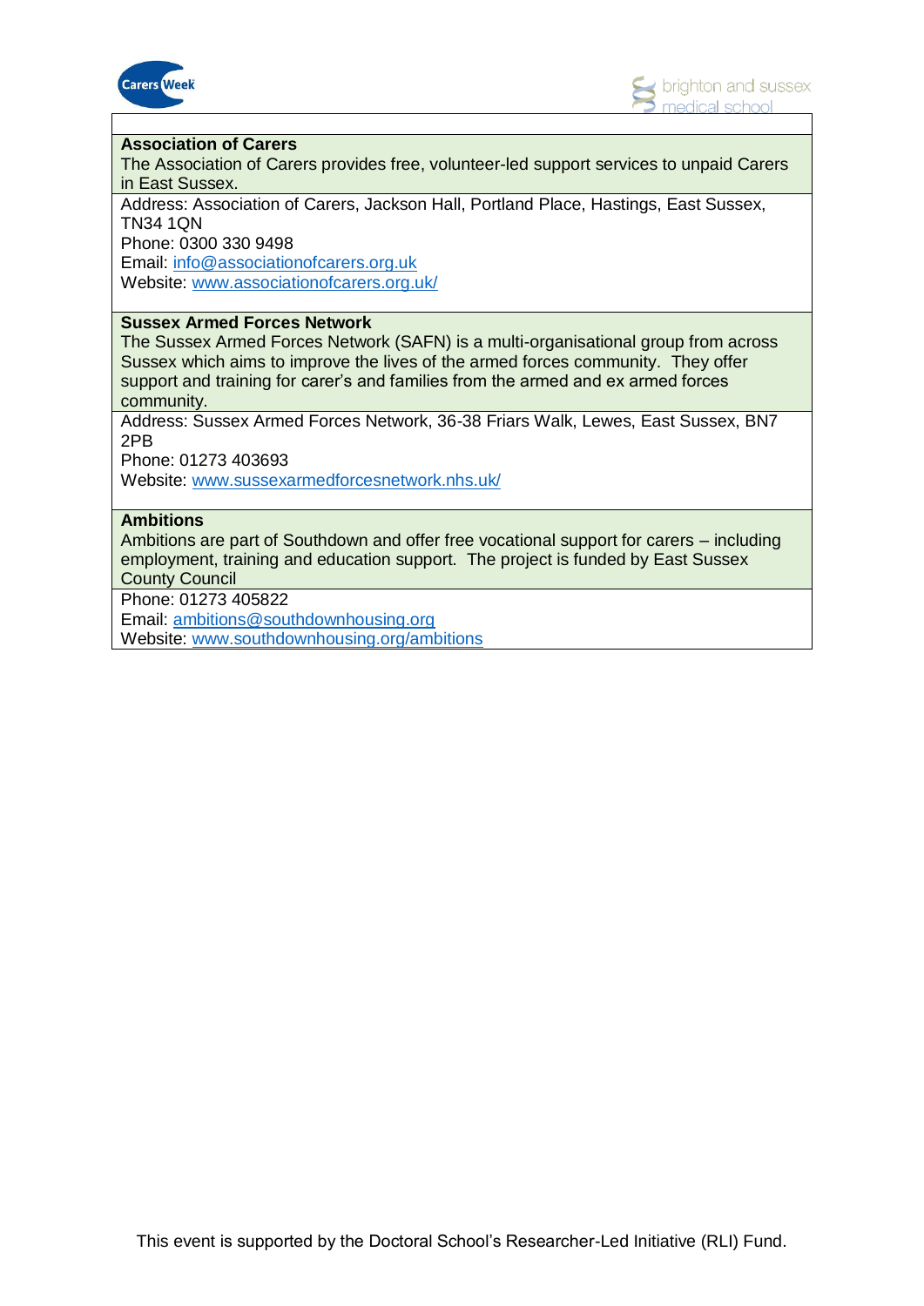**Association of Carers**

The Association of Carers provides free, volunteer-led support services to unpaid Carers in East Sussex.

Address: Association of Carers, Jackson Hall, Portland Place, Hastings, East Sussex, TN34 1QN
Phone: 0300 330 9498
Email: info@associationofcarers.org.uk
Website: www.associationofcarers.org.uk/

**Sussex Armed Forces Network**

The Sussex Armed Forces Network (SAFN) is a multi-organisational group from across Sussex which aims to improve the lives of the armed forces community. They offer support and training for carer's and families from the armed and ex armed forces community.

Address: Sussex Armed Forces Network, 36-38 Friars Walk, Lewes, East Sussex, BN7 2PB
Phone: 01273 403693
Website: www.sussexarmedforcesnetwork.nhs.uk/

**Ambitions**

Ambitions are part of Southdown and offer free vocational support for carers – including employment, training and education support. The project is funded by East Sussex County Council

Phone: 01273 405822
Email: ambitions@southdownhousing.org
Website: www.southdownhousing.org/ambitions

This event is supported by the Doctoral School's Researcher-Led Initiative (RLI) Fund.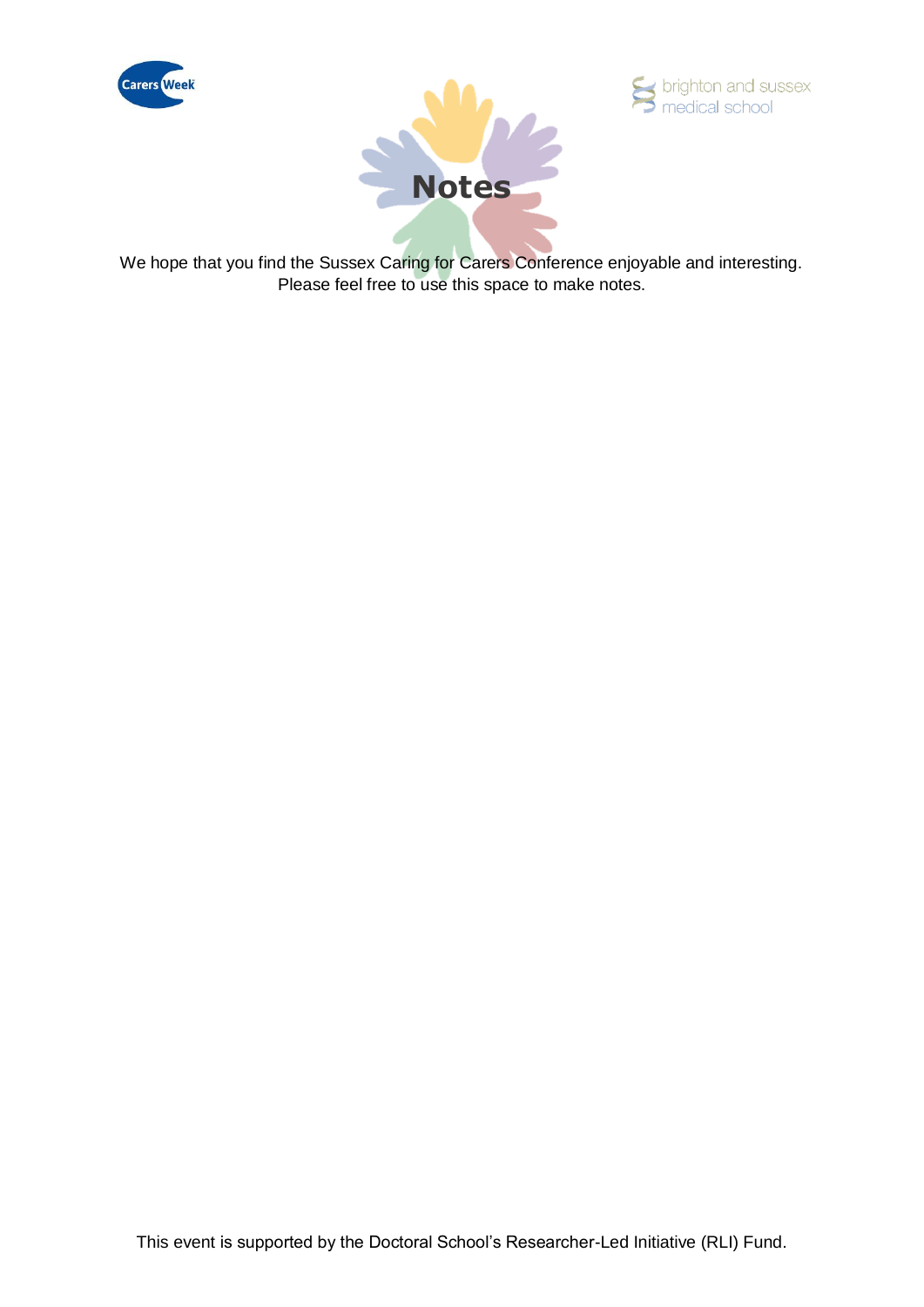Carers Week

brighton and sussex medical school

# Notes

We hope that you find the Sussex Caring for Carers Conference enjoyable and interesting.
Please feel free to use this space to make notes.

This event is supported by the Doctoral School's Researcher-Led Initiative (RLI) Fund.